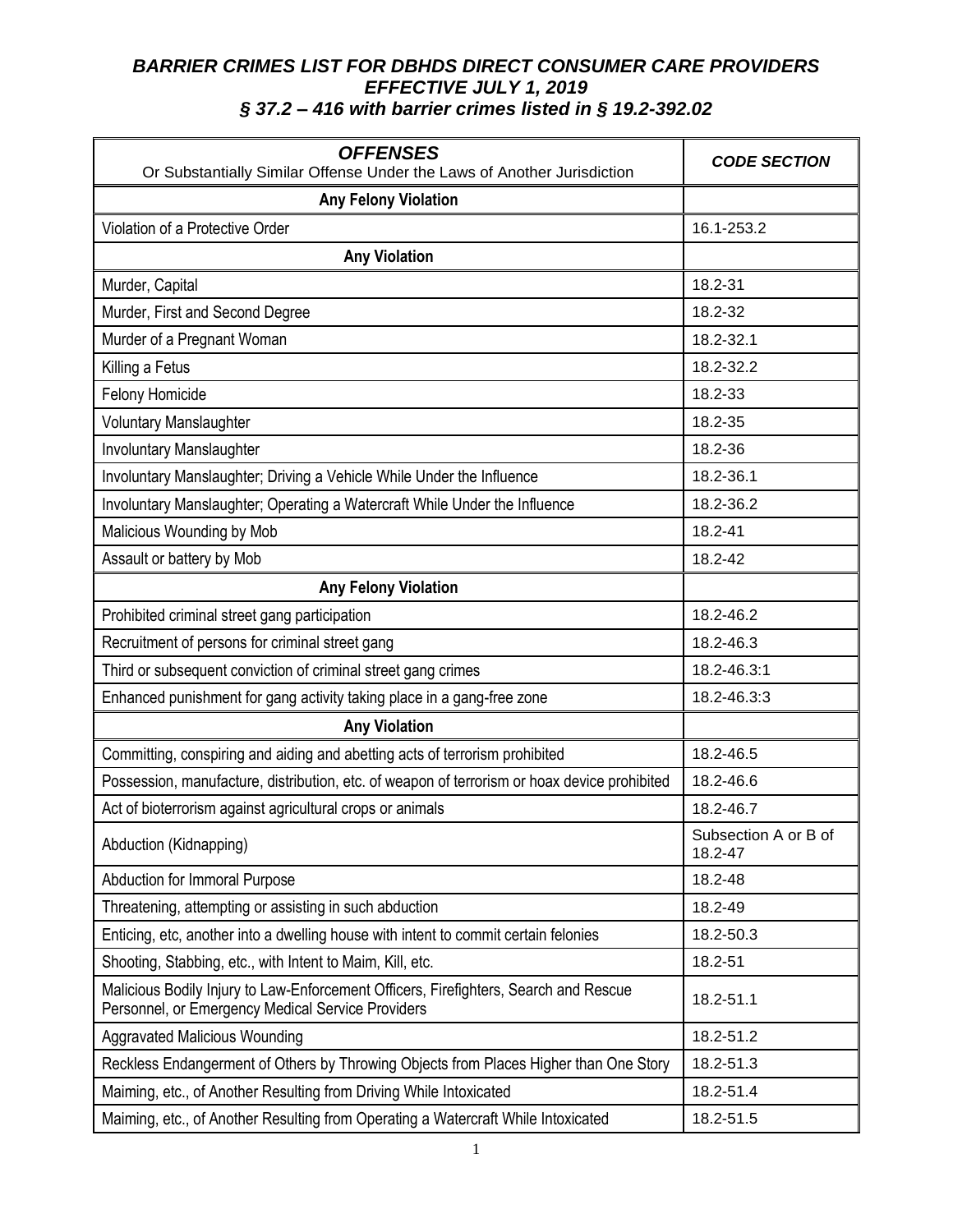# *BARRIER CRIMES LIST FOR DBHDS DIRECT CONSUMER CARE PROVIDERS EFFECTIVE JULY 1, 2019 § 37.2 – 416 with barrier crimes listed in § 19.2-392.02*

| ***OFFENSES*** Or Substantially Similar Offense Under the Laws of Another Jurisdiction | ***CODE SECTION*** |
|---|---|
| **Any Felony Violation** | |
| Violation of a Protective Order | 16.1-253.2 |
| **Any Violation** | |
| Murder, Capital | 18.2-31 |
| Murder, First and Second Degree | 18.2-32 |
| Murder of a Pregnant Woman | 18.2-32.1 |
| Killing a Fetus | 18.2-32.2 |
| Felony Homicide | 18.2-33 |
| Voluntary Manslaughter | 18.2-35 |
| Involuntary Manslaughter | 18.2-36 |
| Involuntary Manslaughter; Driving a Vehicle While Under the Influence | 18.2-36.1 |
| Involuntary Manslaughter; Operating a Watercraft While Under the Influence | 18.2-36.2 |
| Malicious Wounding by Mob | 18.2-41 |
| Assault or battery by Mob | 18.2-42 |
| **Any Felony Violation** | |
| Prohibited criminal street gang participation | 18.2-46.2 |
| Recruitment of persons for criminal street gang | 18.2-46.3 |
| Third or subsequent conviction of criminal street gang crimes | 18.2-46.3:1 |
| Enhanced punishment for gang activity taking place in a gang-free zone | 18.2-46.3:3 |
| **Any Violation** | |
| Committing, conspiring and aiding and abetting acts of terrorism prohibited | 18.2-46.5 |
| Possession, manufacture, distribution, etc. of weapon of terrorism or hoax device prohibited | 18.2-46.6 |
| Act of bioterrorism against agricultural crops or animals | 18.2-46.7 |
| Abduction (Kidnapping) | Subsection A or B of 18.2-47 |
| Abduction for Immoral Purpose | 18.2-48 |
| Threatening, attempting or assisting in such abduction | 18.2-49 |
| Enticing, etc, another into a dwelling house with intent to commit certain felonies | 18.2-50.3 |
| Shooting, Stabbing, etc., with Intent to Maim, Kill, etc. | 18.2-51 |
| Malicious Bodily Injury to Law-Enforcement Officers, Firefighters, Search and Rescue Personnel, or Emergency Medical Service Providers | 18.2-51.1 |
| Aggravated Malicious Wounding | 18.2-51.2 |
| Reckless Endangerment of Others by Throwing Objects from Places Higher than One Story | 18.2-51.3 |
| Maiming, etc., of Another Resulting from Driving While Intoxicated | 18.2-51.4 |
| Maiming, etc., of Another Resulting from Operating a Watercraft While Intoxicated | 18.2-51.5 |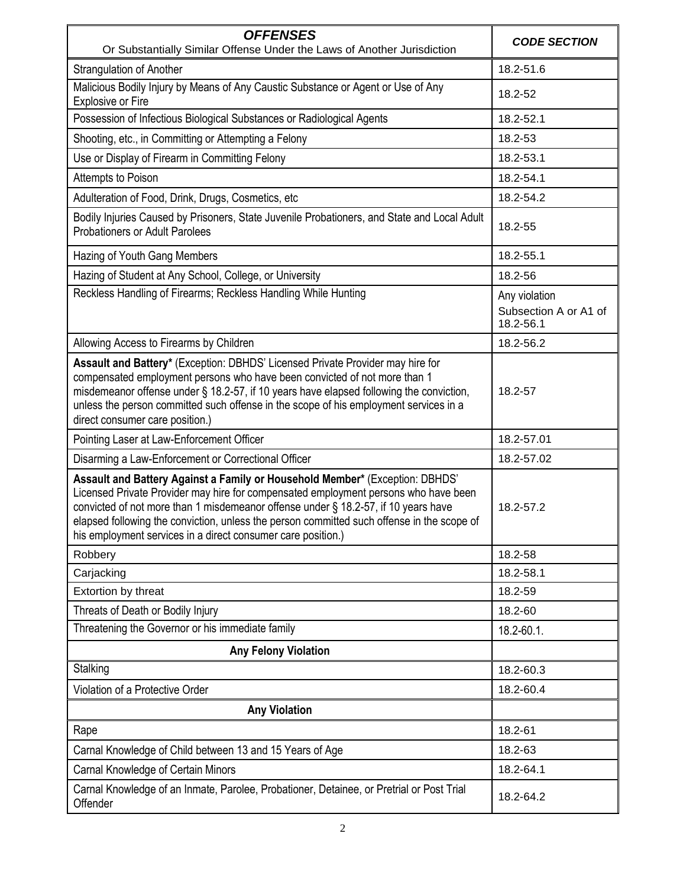| ***OFFENSES*** Or Substantially Similar Offense Under the Laws of Another Jurisdiction | ***CODE SECTION*** |
|---|---|
| Strangulation of Another | 18.2-51.6 |
| Malicious Bodily Injury by Means of Any Caustic Substance or Agent or Use of Any Explosive or Fire | 18.2-52 |
| Possession of Infectious Biological Substances or Radiological Agents | 18.2-52.1 |
| Shooting, etc., in Committing or Attempting a Felony | 18.2-53 |
| Use or Display of Firearm in Committing Felony | 18.2-53.1 |
| Attempts to Poison | 18.2-54.1 |
| Adulteration of Food, Drink, Drugs, Cosmetics, etc | 18.2-54.2 |
| Bodily Injuries Caused by Prisoners, State Juvenile Probationers, and State and Local Adult Probationers or Adult Parolees | 18.2-55 |
| Hazing of Youth Gang Members | 18.2-55.1 |
| Hazing of Student at Any School, College, or University | 18.2-56 |
| Reckless Handling of Firearms; Reckless Handling While Hunting | Any violation Subsection A or A1 of 18.2-56.1 |
| Allowing Access to Firearms by Children | 18.2-56.2 |
| **Assault and Battery*** (Exception: DBHDS' Licensed Private Provider may hire for compensated employment persons who have been convicted of not more than 1 misdemeanor offense under § 18.2-57, if 10 years have elapsed following the conviction, unless the person committed such offense in the scope of his employment services in a direct consumer care position.) | 18.2-57 |
| Pointing Laser at Law-Enforcement Officer | 18.2-57.01 |
| Disarming a Law-Enforcement or Correctional Officer | 18.2-57.02 |
| **Assault and Battery Against a Family or Household Member*** (Exception: DBHDS' Licensed Private Provider may hire for compensated employment persons who have been convicted of not more than 1 misdemeanor offense under § 18.2-57, if 10 years have elapsed following the conviction, unless the person committed such offense in the scope of his employment services in a direct consumer care position.) | 18.2-57.2 |
| Robbery | 18.2-58 |
| Carjacking | 18.2-58.1 |
| Extortion by threat | 18.2-59 |
| Threats of Death or Bodily Injury | 18.2-60 |
| Threatening the Governor or his immediate family | 18.2-60.1. |
| **Any Felony Violation** | |
| Stalking | 18.2-60.3 |
| Violation of a Protective Order | 18.2-60.4 |
| **Any Violation** | |
| Rape | 18.2-61 |
| Carnal Knowledge of Child between 13 and 15 Years of Age | 18.2-63 |
| Carnal Knowledge of Certain Minors | 18.2-64.1 |
| Carnal Knowledge of an Inmate, Parolee, Probationer, Detainee, or Pretrial or Post Trial Offender | 18.2-64.2 |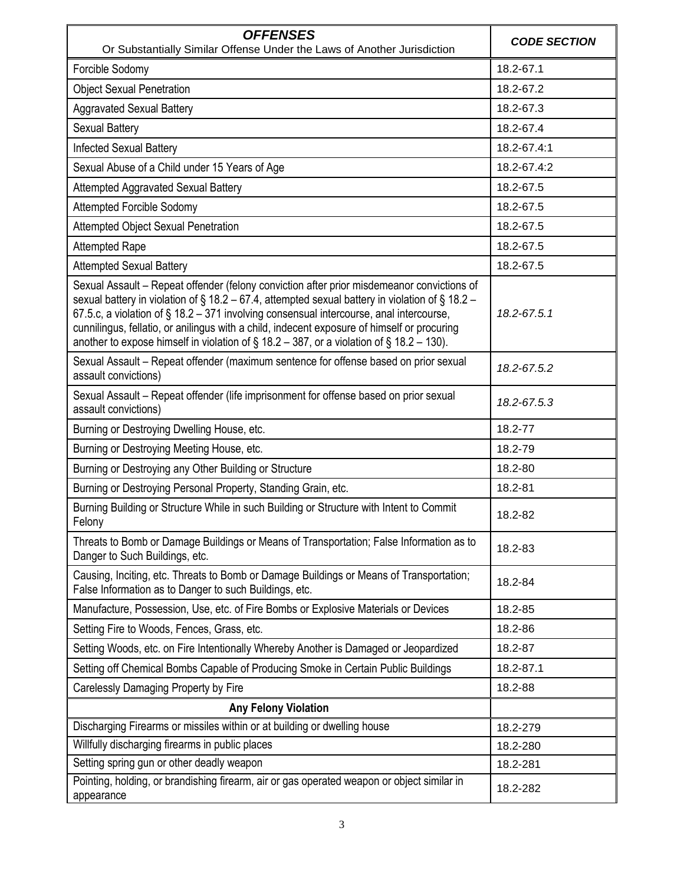| ***OFFENSES*** Or Substantially Similar Offense Under the Laws of Another Jurisdiction | ***CODE SECTION*** |
|---|---|
| Forcible Sodomy | 18.2-67.1 |
| Object Sexual Penetration | 18.2-67.2 |
| Aggravated Sexual Battery | 18.2-67.3 |
| Sexual Battery | 18.2-67.4 |
| Infected Sexual Battery | 18.2-67.4:1 |
| Sexual Abuse of a Child under 15 Years of Age | 18.2-67.4:2 |
| Attempted Aggravated Sexual Battery | 18.2-67.5 |
| Attempted Forcible Sodomy | 18.2-67.5 |
| Attempted Object Sexual Penetration | 18.2-67.5 |
| Attempted Rape | 18.2-67.5 |
| Attempted Sexual Battery | 18.2-67.5 |
| Sexual Assault – Repeat offender (felony conviction after prior misdemeanor convictions of sexual battery in violation of § 18.2 – 67.4, attempted sexual battery in violation of § 18.2 – 67.5.c, a violation of § 18.2 – 371 involving consensual intercourse, anal intercourse, cunnilingus, fellatio, or anilingus with a child, indecent exposure of himself or procuring another to expose himself in violation of § 18.2 – 387, or a violation of § 18.2 – 130). | *18.2-67.5.1* |
| Sexual Assault – Repeat offender (maximum sentence for offense based on prior sexual assault convictions) | *18.2-67.5.2* |
| Sexual Assault – Repeat offender (life imprisonment for offense based on prior sexual assault convictions) | *18.2-67.5.3* |
| Burning or Destroying Dwelling House, etc. | 18.2-77 |
| Burning or Destroying Meeting House, etc. | 18.2-79 |
| Burning or Destroying any Other Building or Structure | 18.2-80 |
| Burning or Destroying Personal Property, Standing Grain, etc. | 18.2-81 |
| Burning Building or Structure While in such Building or Structure with Intent to Commit Felony | 18.2-82 |
| Threats to Bomb or Damage Buildings or Means of Transportation; False Information as to Danger to Such Buildings, etc. | 18.2-83 |
| Causing, Inciting, etc. Threats to Bomb or Damage Buildings or Means of Transportation; False Information as to Danger to such Buildings, etc. | 18.2-84 |
| Manufacture, Possession, Use, etc. of Fire Bombs or Explosive Materials or Devices | 18.2-85 |
| Setting Fire to Woods, Fences, Grass, etc. | 18.2-86 |
| Setting Woods, etc. on Fire Intentionally Whereby Another is Damaged or Jeopardized | 18.2-87 |
| Setting off Chemical Bombs Capable of Producing Smoke in Certain Public Buildings | 18.2-87.1 |
| Carelessly Damaging Property by Fire | 18.2-88 |
| **Any Felony Violation** | |
| Discharging Firearms or missiles within or at building or dwelling house | 18.2-279 |
| Willfully discharging firearms in public places | 18.2-280 |
| Setting spring gun or other deadly weapon | 18.2-281 |
| Pointing, holding, or brandishing firearm, air or gas operated weapon or object similar in appearance | 18.2-282 |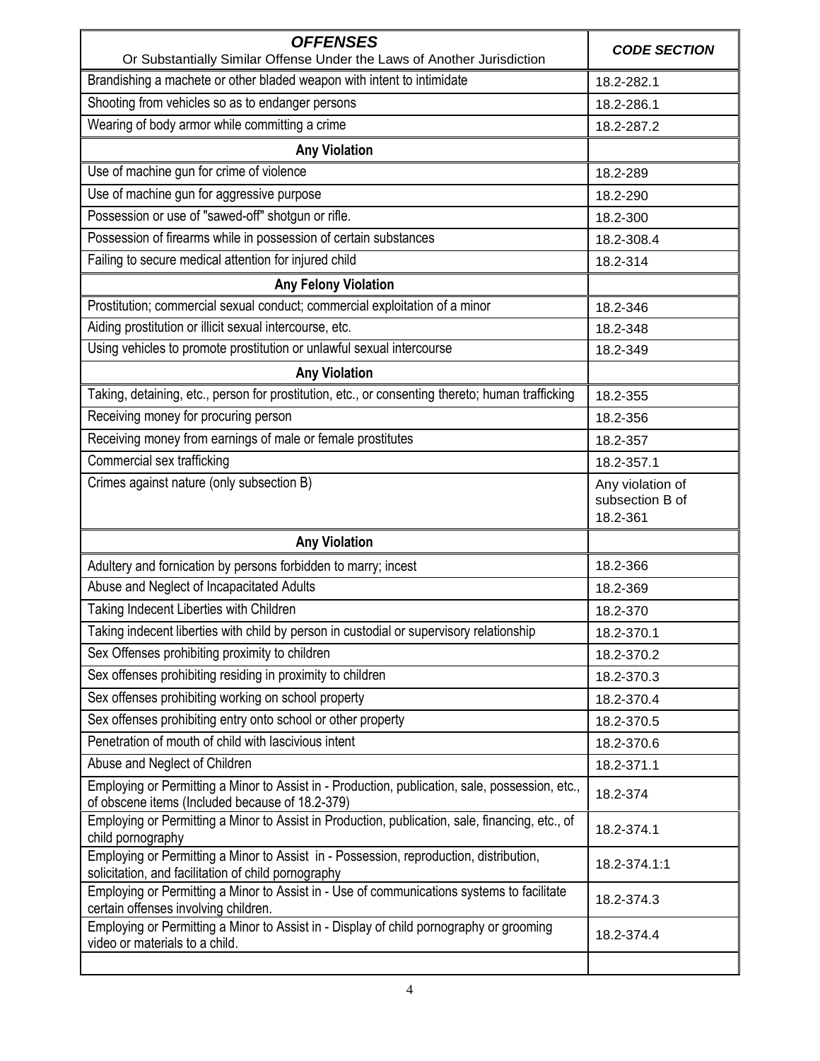| ***OFFENSES*** Or Substantially Similar Offense Under the Laws of Another Jurisdiction | ***CODE SECTION*** |
|---|---|
| Brandishing a machete or other bladed weapon with intent to intimidate | 18.2-282.1 |
| Shooting from vehicles so as to endanger persons | 18.2-286.1 |
| Wearing of body armor while committing a crime | 18.2-287.2 |
| **Any Violation** | |
| Use of machine gun for crime of violence | 18.2-289 |
| Use of machine gun for aggressive purpose | 18.2-290 |
| Possession or use of "sawed-off" shotgun or rifle. | 18.2-300 |
| Possession of firearms while in possession of certain substances | 18.2-308.4 |
| Failing to secure medical attention for injured child | 18.2-314 |
| **Any Felony Violation** | |
| Prostitution; commercial sexual conduct; commercial exploitation of a minor | 18.2-346 |
| Aiding prostitution or illicit sexual intercourse, etc. | 18.2-348 |
| Using vehicles to promote prostitution or unlawful sexual intercourse | 18.2-349 |
| **Any Violation** | |
| Taking, detaining, etc., person for prostitution, etc., or consenting thereto; human trafficking | 18.2-355 |
| Receiving money for procuring person | 18.2-356 |
| Receiving money from earnings of male or female prostitutes | 18.2-357 |
| Commercial sex trafficking | 18.2-357.1 |
| Crimes against nature (only subsection B) | Any violation of subsection B of 18.2-361 |
| **Any Violation** | |
| Adultery and fornication by persons forbidden to marry; incest | 18.2-366 |
| Abuse and Neglect of Incapacitated Adults | 18.2-369 |
| Taking Indecent Liberties with Children | 18.2-370 |
| Taking indecent liberties with child by person in custodial or supervisory relationship | 18.2-370.1 |
| Sex Offenses prohibiting proximity to children | 18.2-370.2 |
| Sex offenses prohibiting residing in proximity to children | 18.2-370.3 |
| Sex offenses prohibiting working on school property | 18.2-370.4 |
| Sex offenses prohibiting entry onto school or other property | 18.2-370.5 |
| Penetration of mouth of child with lascivious intent | 18.2-370.6 |
| Abuse and Neglect of Children | 18.2-371.1 |
| Employing or Permitting a Minor to Assist in - Production, publication, sale, possession, etc., of obscene items (Included because of 18.2-379) | 18.2-374 |
| Employing or Permitting a Minor to Assist in Production, publication, sale, financing, etc., of child pornography | 18.2-374.1 |
| Employing or Permitting a Minor to Assist in - Possession, reproduction, distribution, solicitation, and facilitation of child pornography | 18.2-374.1:1 |
| Employing or Permitting a Minor to Assist in - Use of communications systems to facilitate certain offenses involving children. | 18.2-374.3 |
| Employing or Permitting a Minor to Assist in - Display of child pornography or grooming video or materials to a child. | 18.2-374.4 |
| | |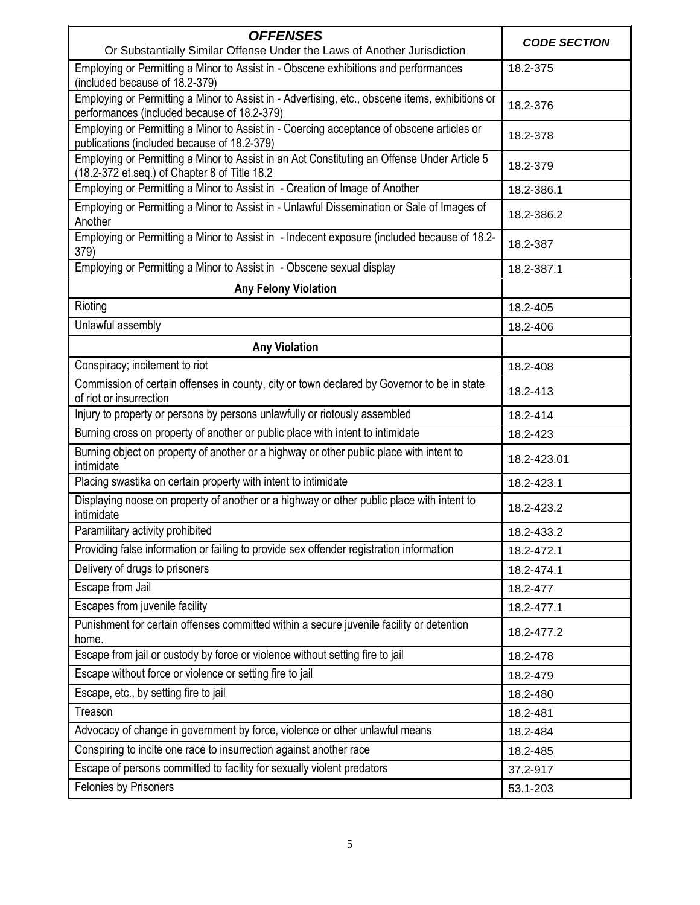| ***OFFENSES*** Or Substantially Similar Offense Under the Laws of Another Jurisdiction | ***CODE SECTION*** |
|---|---|
| Employing or Permitting a Minor to Assist in - Obscene exhibitions and performances (included because of 18.2-379) | 18.2-375 |
| Employing or Permitting a Minor to Assist in - Advertising, etc., obscene items, exhibitions or performances (included because of 18.2-379) | 18.2-376 |
| Employing or Permitting a Minor to Assist in - Coercing acceptance of obscene articles or publications (included because of 18.2-379) | 18.2-378 |
| Employing or Permitting a Minor to Assist in an Act Constituting an Offense Under Article 5 (18.2-372 et.seq.) of Chapter 8 of Title 18.2 | 18.2-379 |
| Employing or Permitting a Minor to Assist in - Creation of Image of Another | 18.2-386.1 |
| Employing or Permitting a Minor to Assist in - Unlawful Dissemination or Sale of Images of Another | 18.2-386.2 |
| Employing or Permitting a Minor to Assist in - Indecent exposure (included because of 18.2-379) | 18.2-387 |
| Employing or Permitting a Minor to Assist in - Obscene sexual display | 18.2-387.1 |
| **Any Felony Violation** | |
| Rioting | 18.2-405 |
| Unlawful assembly | 18.2-406 |
| **Any Violation** | |
| Conspiracy; incitement to riot | 18.2-408 |
| Commission of certain offenses in county, city or town declared by Governor to be in state of riot or insurrection | 18.2-413 |
| Injury to property or persons by persons unlawfully or riotously assembled | 18.2-414 |
| Burning cross on property of another or public place with intent to intimidate | 18.2-423 |
| Burning object on property of another or a highway or other public place with intent to intimidate | 18.2-423.01 |
| Placing swastika on certain property with intent to intimidate | 18.2-423.1 |
| Displaying noose on property of another or a highway or other public place with intent to intimidate | 18.2-423.2 |
| Paramilitary activity prohibited | 18.2-433.2 |
| Providing false information or failing to provide sex offender registration information | 18.2-472.1 |
| Delivery of drugs to prisoners | 18.2-474.1 |
| Escape from Jail | 18.2-477 |
| Escapes from juvenile facility | 18.2-477.1 |
| Punishment for certain offenses committed within a secure juvenile facility or detention home. | 18.2-477.2 |
| Escape from jail or custody by force or violence without setting fire to jail | 18.2-478 |
| Escape without force or violence or setting fire to jail | 18.2-479 |
| Escape, etc., by setting fire to jail | 18.2-480 |
| Treason | 18.2-481 |
| Advocacy of change in government by force, violence or other unlawful means | 18.2-484 |
| Conspiring to incite one race to insurrection against another race | 18.2-485 |
| Escape of persons committed to facility for sexually violent predators | 37.2-917 |
| Felonies by Prisoners | 53.1-203 |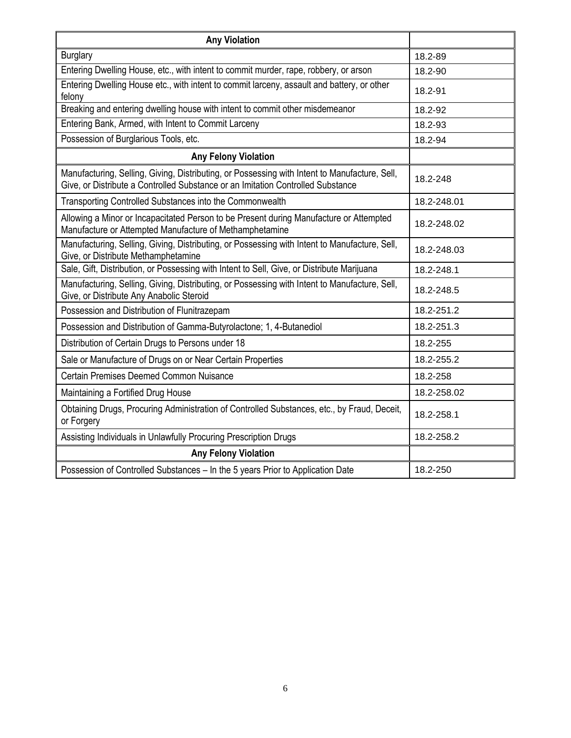| Any Violation | |
|---|---|
| Burglary | 18.2-89 |
| Entering Dwelling House, etc., with intent to commit murder, rape, robbery, or arson | 18.2-90 |
| Entering Dwelling House etc., with intent to commit larceny, assault and battery, or other felony | 18.2-91 |
| Breaking and entering dwelling house with intent to commit other misdemeanor | 18.2-92 |
| Entering Bank, Armed, with Intent to Commit Larceny | 18.2-93 |
| Possession of Burglarious Tools, etc. | 18.2-94 |
| **Any Felony Violation** | |
| Manufacturing, Selling, Giving, Distributing, or Possessing with Intent to Manufacture, Sell, Give, or Distribute a Controlled Substance or an Imitation Controlled Substance | 18.2-248 |
| Transporting Controlled Substances into the Commonwealth | 18.2-248.01 |
| Allowing a Minor or Incapacitated Person to be Present during Manufacture or Attempted Manufacture or Attempted Manufacture of Methamphetamine | 18.2-248.02 |
| Manufacturing, Selling, Giving, Distributing, or Possessing with Intent to Manufacture, Sell, Give, or Distribute Methamphetamine | 18.2-248.03 |
| Sale, Gift, Distribution, or Possessing with Intent to Sell, Give, or Distribute Marijuana | 18.2-248.1 |
| Manufacturing, Selling, Giving, Distributing, or Possessing with Intent to Manufacture, Sell, Give, or Distribute Any Anabolic Steroid | 18.2-248.5 |
| Possession and Distribution of Flunitrazepam | 18.2-251.2 |
| Possession and Distribution of Gamma-Butyrolactone; 1, 4-Butanediol | 18.2-251.3 |
| Distribution of Certain Drugs to Persons under 18 | 18.2-255 |
| Sale or Manufacture of Drugs on or Near Certain Properties | 18.2-255.2 |
| Certain Premises Deemed Common Nuisance | 18.2-258 |
| Maintaining a Fortified Drug House | 18.2-258.02 |
| Obtaining Drugs, Procuring Administration of Controlled Substances, etc., by Fraud, Deceit, or Forgery | 18.2-258.1 |
| Assisting Individuals in Unlawfully Procuring Prescription Drugs | 18.2-258.2 |
| **Any Felony Violation** | |
| Possession of Controlled Substances – In the 5 years Prior to Application Date | 18.2-250 |